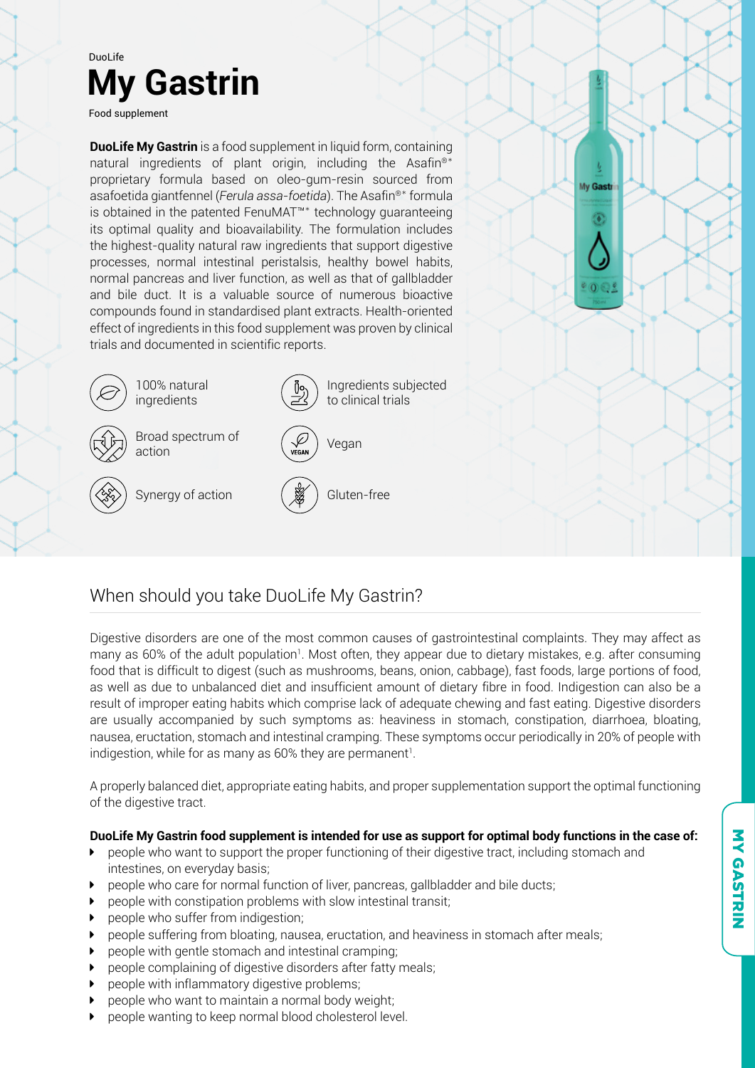DuoLife

# My Gastrin

Food supplement

**DuoLife My Gastrin** is a food supplement in liquid form, containing natural ingredients of plant origin, including the Asafin®* proprietary formula based on oleo-gum-resin sourced from asafoetida giantfennel (*Ferula assa-foetida*). The Asafin®* formula is obtained in the patented FenuMAT™* technology guaranteeing its optimal quality and bioavailability. The formulation includes the highest-quality natural raw ingredients that support digestive processes, normal intestinal peristalsis, healthy bowel habits, normal pancreas and liver function, as well as that of gallbladder and bile duct. It is a valuable source of numerous bioactive compounds found in standardised plant extracts. Health-oriented effect of ingredients in this food supplement was proven by clinical trials and documented in scientific reports.

- 100% natural ingredients
- Ingredients subjected to clinical trials
- Broad spectrum of action
- Vegan
- Synergy of action
- Gluten-free

## When should you take DuoLife My Gastrin?

Digestive disorders are one of the most common causes of gastrointestinal complaints. They may affect as many as 60% of the adult population[1]. Most often, they appear due to dietary mistakes, e.g. after consuming food that is difficult to digest (such as mushrooms, beans, onion, cabbage), fast foods, large portions of food, as well as due to unbalanced diet and insufficient amount of dietary fibre in food. Indigestion can also be a result of improper eating habits which comprise lack of adequate chewing and fast eating. Digestive disorders are usually accompanied by such symptoms as: heaviness in stomach, constipation, diarrhoea, bloating, nausea, eructation, stomach and intestinal cramping. These symptoms occur periodically in 20% of people with indigestion, while for as many as 60% they are permanent[1].

A properly balanced diet, appropriate eating habits, and proper supplementation support the optimal functioning of the digestive tract.

**DuoLife My Gastrin food supplement is intended for use as support for optimal body functions in the case of:**

- people who want to support the proper functioning of their digestive tract, including stomach and intestines, on everyday basis;
- people who care for normal function of liver, pancreas, gallbladder and bile ducts;
- people with constipation problems with slow intestinal transit;
- people who suffer from indigestion;
- people suffering from bloating, nausea, eructation, and heaviness in stomach after meals;
- people with gentle stomach and intestinal cramping;
- people complaining of digestive disorders after fatty meals;
- people with inflammatory digestive problems;
- people who want to maintain a normal body weight;
- people wanting to keep normal blood cholesterol level.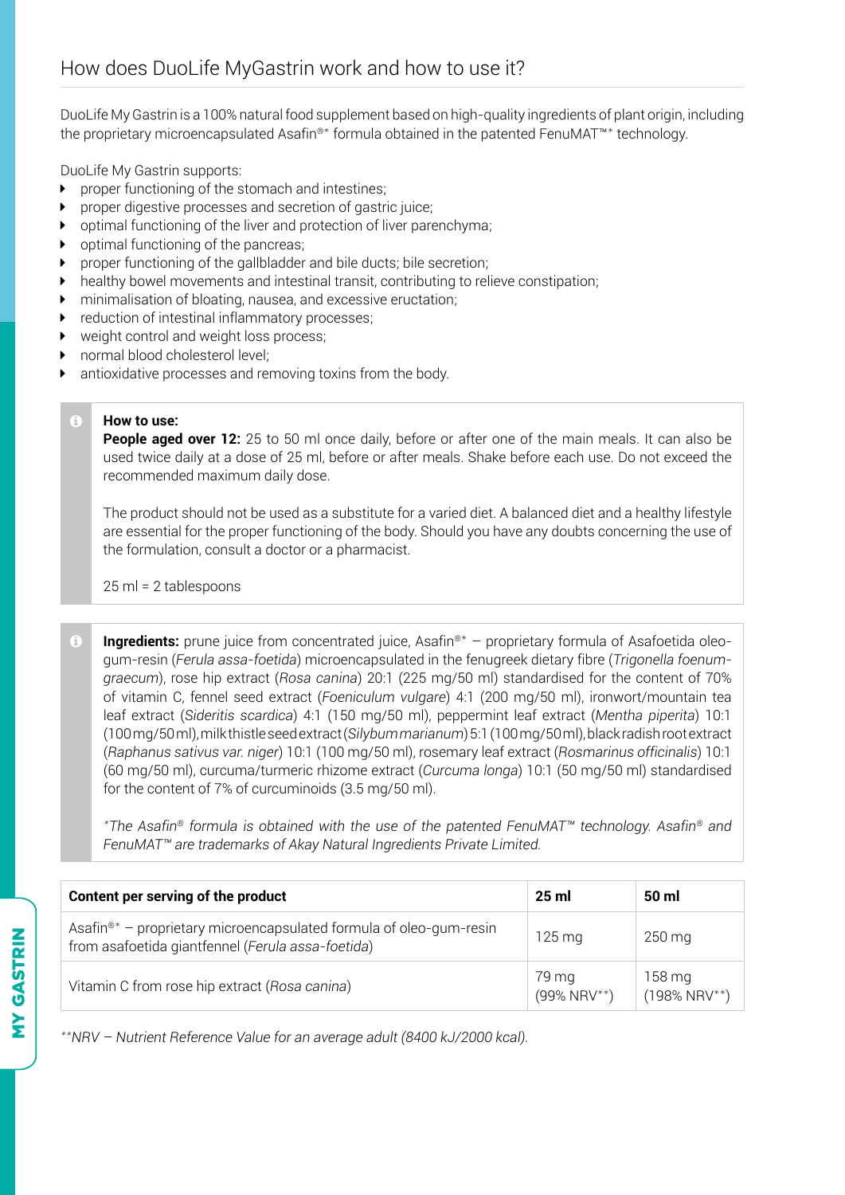## How does DuoLife MyGastrin work and how to use it?

DuoLife My Gastrin is a 100% natural food supplement based on high-quality ingredients of plant origin, including the proprietary microencapsulated Asafin®* formula obtained in the patented FenuMAT™* technology.

DuoLife My Gastrin supports:

- proper functioning of the stomach and intestines;
- proper digestive processes and secretion of gastric juice;
- optimal functioning of the liver and protection of liver parenchyma;
- optimal functioning of the pancreas;
- proper functioning of the gallbladder and bile ducts; bile secretion;
- healthy bowel movements and intestinal transit, contributing to relieve constipation;
- minimalisation of bloating, nausea, and excessive eructation;
- reduction of intestinal inflammatory processes;
- weight control and weight loss process;
- normal blood cholesterol level;
- antioxidative processes and removing toxins from the body.

**How to use:**
**People aged over 12:** 25 to 50 ml once daily, before or after one of the main meals. It can also be used twice daily at a dose of 25 ml, before or after meals. Shake before each use. Do not exceed the recommended maximum daily dose.

The product should not be used as a substitute for a varied diet. A balanced diet and a healthy lifestyle are essential for the proper functioning of the body. Should you have any doubts concerning the use of the formulation, consult a doctor or a pharmacist.

25 ml = 2 tablespoons

**Ingredients:** prune juice from concentrated juice, Asafin®* – proprietary formula of Asafoetida oleo-gum-resin (*Ferula assa-foetida*) microencapsulated in the fenugreek dietary fibre (*Trigonella foenum-graecum*), rose hip extract (*Rosa canina*) 20:1 (225 mg/50 ml) standardised for the content of 70% of vitamin C, fennel seed extract (*Foeniculum vulgare*) 4:1 (200 mg/50 ml), ironwort/mountain tea leaf extract (*Sideritis scardica*) 4:1 (150 mg/50 ml), peppermint leaf extract (*Mentha piperita*) 10:1 (100 mg/50 ml), milk thistle seed extract (*Silybum marianum*) 5:1 (100 mg/50 ml), black radish root extract (*Raphanus sativus var. niger*) 10:1 (100 mg/50 ml), rosemary leaf extract (*Rosmarinus officinalis*) 10:1 (60 mg/50 ml), curcuma/turmeric rhizome extract (*Curcuma longa*) 10:1 (50 mg/50 ml) standardised for the content of 7% of curcuminoids (3.5 mg/50 ml).

*\*The Asafin® formula is obtained with the use of the patented FenuMAT™ technology. Asafin® and FenuMAT™ are trademarks of Akay Natural Ingredients Private Limited.*

| Content per serving of the product | 25 ml | 50 ml |
|---|---|---|
| Asafin®* – proprietary microencapsulated formula of oleo-gum-resin from asafoetida giantfennel (*Ferula assa-foetida*) | 125 mg | 250 mg |
| Vitamin C from rose hip extract (*Rosa canina*) | 79 mg (99% NRV**) | 158 mg (198% NRV**) |

*\*\*NRV – Nutrient Reference Value for an average adult (8400 kJ/2000 kcal).*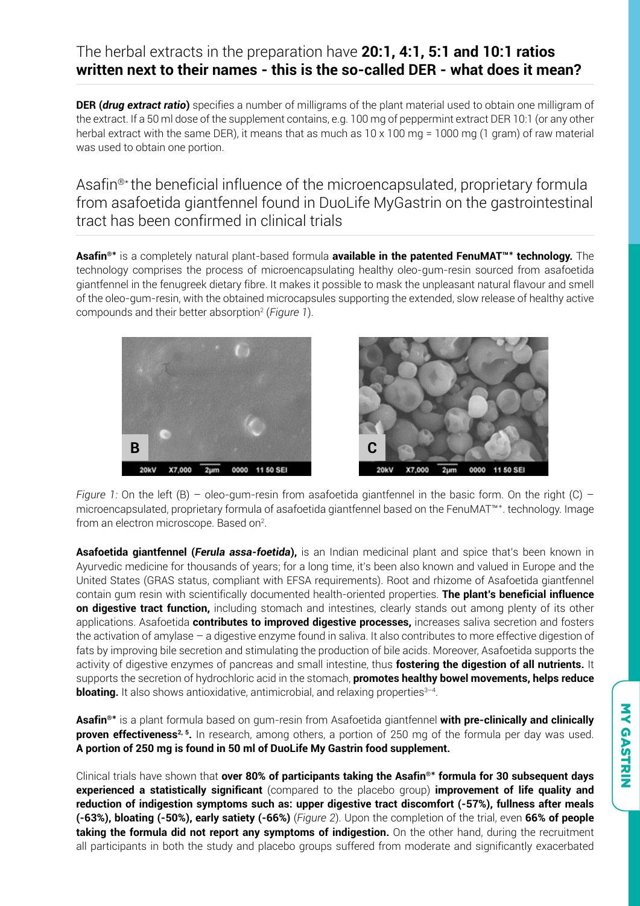## The herbal extracts in the preparation have **20:1, 4:1, 5:1 and 10:1 ratios written next to their names - this is the so-called DER - what does it mean?**

**DER (*drug extract ratio*)** specifies a number of milligrams of the plant material used to obtain one milligram of the extract. If a 50 ml dose of the supplement contains, e.g. 100 mg of peppermint extract DER 10:1 (or any other herbal extract with the same DER), it means that as much as 10 x 100 mg = 1000 mg (1 gram) of raw material was used to obtain one portion.

## Asafin®* the beneficial influence of the microencapsulated, proprietary formula from asafoetida giantfennel found in DuoLife MyGastrin on the gastrointestinal tract has been confirmed in clinical trials

**Asafin®*** is a completely natural plant-based formula **available in the patented FenuMAT™* technology.** The technology comprises the process of microencapsulating healthy oleo-gum-resin sourced from asafoetida giantfennel in the fenugreek dietary fibre. It makes it possible to mask the unpleasant natural flavour and smell of the oleo-gum-resin, with the obtained microcapsules supporting the extended, slow release of healthy active compounds and their better absorption[2] (*Figure 1*).

*Figure 1:* On the left (B) – oleo-gum-resin from asafoetida giantfennel in the basic form. On the right (C) – microencapsulated, proprietary formula of asafoetida giantfennel based on the FenuMAT™*. technology. Image from an electron microscope. Based on[2].

**Asafoetida giantfennel (*Ferula assa-foetida*),** is an Indian medicinal plant and spice that's been known in Ayurvedic medicine for thousands of years; for a long time, it's been also known and valued in Europe and the United States (GRAS status, compliant with EFSA requirements). Root and rhizome of Asafoetida giantfennel contain gum resin with scientifically documented health-oriented properties. **The plant's beneficial influence on digestive tract function,** including stomach and intestines, clearly stands out among plenty of its other applications. Asafoetida **contributes to improved digestive processes,** increases saliva secretion and fosters the activation of amylase – a digestive enzyme found in saliva. It also contributes to more effective digestion of fats by improving bile secretion and stimulating the production of bile acids. Moreover, Asafoetida supports the activity of digestive enzymes of pancreas and small intestine, thus **fostering the digestion of all nutrients.** It supports the secretion of hydrochloric acid in the stomach, **promotes healthy bowel movements, helps reduce bloating.** It also shows antioxidative, antimicrobial, and relaxing properties[3–4].

**Asafin®*** is a plant formula based on gum-resin from Asafoetida giantfennel **with pre-clinically and clinically proven effectiveness[2, 5].** In research, among others, a portion of 250 mg of the formula per day was used. **A portion of 250 mg is found in 50 ml of DuoLife My Gastrin food supplement.**

Clinical trials have shown that **over 80% of participants taking the Asafin®* formula for 30 subsequent days experienced a statistically significant** (compared to the placebo group) **improvement of life quality and reduction of indigestion symptoms such as: upper digestive tract discomfort (-57%), fullness after meals (-63%), bloating (-50%), early satiety (-66%)** (*Figure 2*). Upon the completion of the trial, even **66% of people taking the formula did not report any symptoms of indigestion.** On the other hand, during the recruitment all participants in both the study and placebo groups suffered from moderate and significantly exacerbated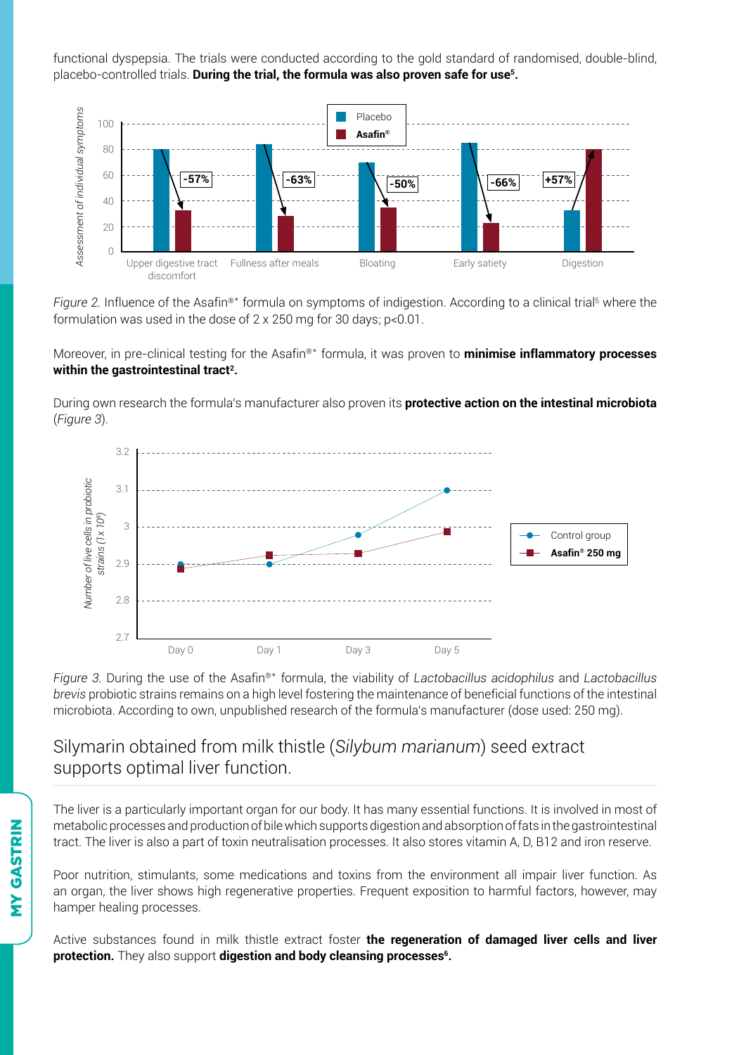functional dyspepsia. The trials were conducted according to the gold standard of randomised, double-blind, placebo-controlled trials. **During the trial, the formula was also proven safe for use[5].**

*Figure 2.* Influence of the Asafin®* formula on symptoms of indigestion. According to a clinical trial[5] where the formulation was used in the dose of 2 x 250 mg for 30 days; $p<0.01$.

Moreover, in pre-clinical testing for the Asafin®* formula, it was proven to **minimise inflammatory processes within the gastrointestinal tract[2].**

During own research the formula's manufacturer also proven its **protective action on the intestinal microbiota** (*Figure 3*).

*Figure 3.* During the use of the Asafin®* formula, the viability of *Lactobacillus acidophilus* and *Lactobacillus brevis* probiotic strains remains on a high level fostering the maintenance of beneficial functions of the intestinal microbiota. According to own, unpublished research of the formula's manufacturer (dose used: 250 mg).

## Silymarin obtained from milk thistle (*Silybum marianum*) seed extract supports optimal liver function.

The liver is a particularly important organ for our body. It has many essential functions. It is involved in most of metabolic processes and production of bile which supports digestion and absorption of fats in the gastrointestinal tract. The liver is also a part of toxin neutralisation processes. It also stores vitamin A, D, B12 and iron reserve.

Poor nutrition, stimulants, some medications and toxins from the environment all impair liver function. As an organ, the liver shows high regenerative properties. Frequent exposition to harmful factors, however, may hamper healing processes.

Active substances found in milk thistle extract foster **the regeneration of damaged liver cells and liver protection.** They also support **digestion and body cleansing processes[6].**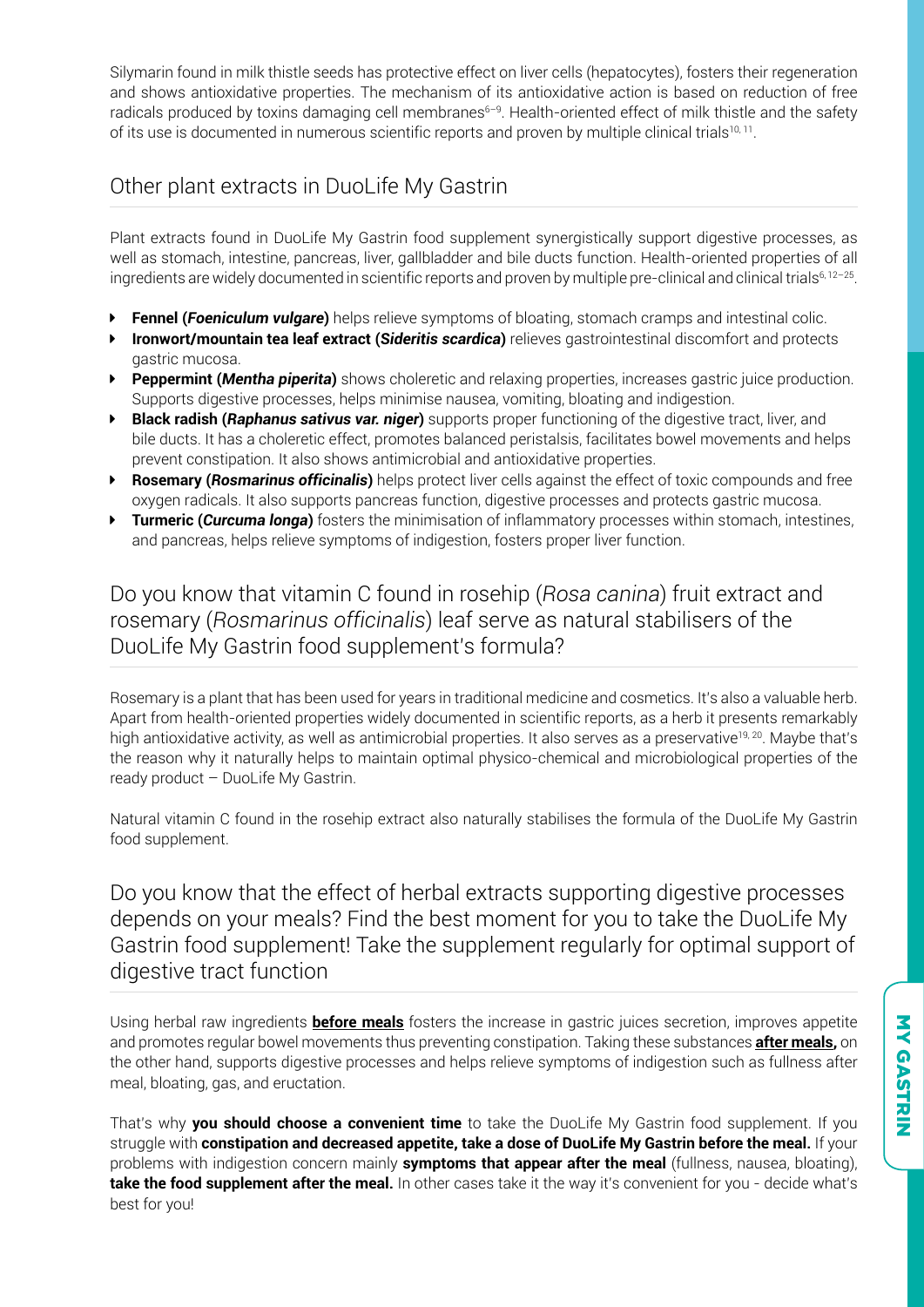Silymarin found in milk thistle seeds has protective effect on liver cells (hepatocytes), fosters their regeneration and shows antioxidative properties. The mechanism of its antioxidative action is based on reduction of free radicals produced by toxins damaging cell membranes[6–9]. Health-oriented effect of milk thistle and the safety of its use is documented in numerous scientific reports and proven by multiple clinical trials[10, 11].

## Other plant extracts in DuoLife My Gastrin

Plant extracts found in DuoLife My Gastrin food supplement synergistically support digestive processes, as well as stomach, intestine, pancreas, liver, gallbladder and bile ducts function. Health-oriented properties of all ingredients are widely documented in scientific reports and proven by multiple pre-clinical and clinical trials[6, 12–25].

- **Fennel (*Foeniculum vulgare*)** helps relieve symptoms of bloating, stomach cramps and intestinal colic.
- **Ironwort/mountain tea leaf extract (*Sideritis scardica*)** relieves gastrointestinal discomfort and protects gastric mucosa.
- **Peppermint (*Mentha piperita*)** shows choleretic and relaxing properties, increases gastric juice production. Supports digestive processes, helps minimise nausea, vomiting, bloating and indigestion.
- **Black radish (*Raphanus sativus var. niger*)** supports proper functioning of the digestive tract, liver, and bile ducts. It has a choleretic effect, promotes balanced peristalsis, facilitates bowel movements and helps prevent constipation. It also shows antimicrobial and antioxidative properties.
- **Rosemary (*Rosmarinus officinalis*)** helps protect liver cells against the effect of toxic compounds and free oxygen radicals. It also supports pancreas function, digestive processes and protects gastric mucosa.
- **Turmeric (*Curcuma longa*)** fosters the minimisation of inflammatory processes within stomach, intestines, and pancreas, helps relieve symptoms of indigestion, fosters proper liver function.

## Do you know that vitamin C found in rosehip (*Rosa canina*) fruit extract and rosemary (*Rosmarinus officinalis*) leaf serve as natural stabilisers of the DuoLife My Gastrin food supplement's formula?

Rosemary is a plant that has been used for years in traditional medicine and cosmetics. It's also a valuable herb. Apart from health-oriented properties widely documented in scientific reports, as a herb it presents remarkably high antioxidative activity, as well as antimicrobial properties. It also serves as a preservative[19, 20]. Maybe that's the reason why it naturally helps to maintain optimal physico-chemical and microbiological properties of the ready product – DuoLife My Gastrin.

Natural vitamin C found in the rosehip extract also naturally stabilises the formula of the DuoLife My Gastrin food supplement.

## Do you know that the effect of herbal extracts supporting digestive processes depends on your meals? Find the best moment for you to take the DuoLife My Gastrin food supplement! Take the supplement regularly for optimal support of digestive tract function

Using herbal raw ingredients **before meals** fosters the increase in gastric juices secretion, improves appetite and promotes regular bowel movements thus preventing constipation. Taking these substances **after meals,** on the other hand, supports digestive processes and helps relieve symptoms of indigestion such as fullness after meal, bloating, gas, and eructation.

That's why **you should choose a convenient time** to take the DuoLife My Gastrin food supplement. If you struggle with **constipation and decreased appetite, take a dose of DuoLife My Gastrin before the meal.** If your problems with indigestion concern mainly **symptoms that appear after the meal** (fullness, nausea, bloating), **take the food supplement after the meal.** In other cases take it the way it's convenient for you - decide what's best for you!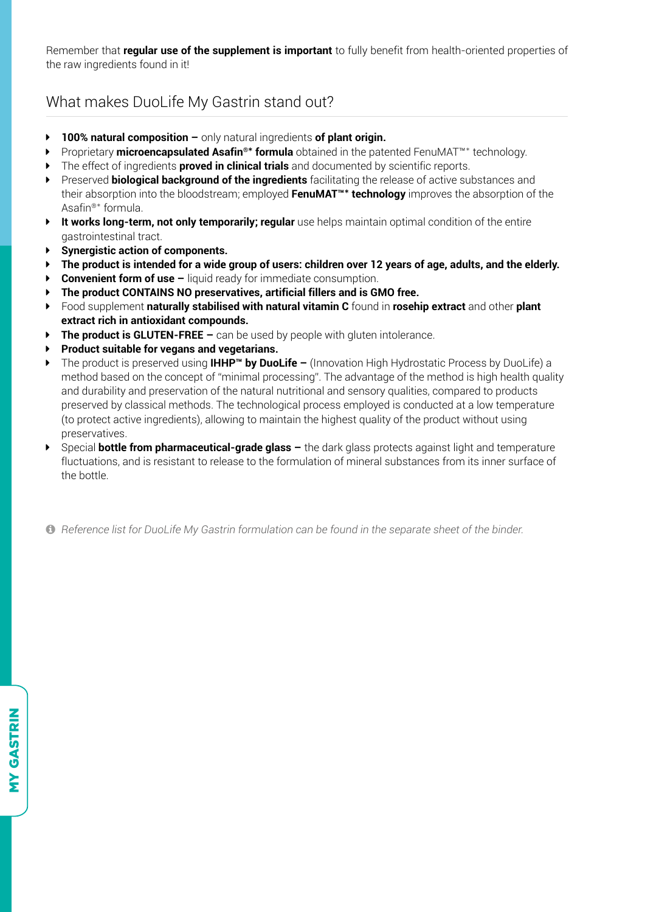Remember that **regular use of the supplement is important** to fully benefit from health-oriented properties of the raw ingredients found in it!

## What makes DuoLife My Gastrin stand out?

- **100% natural composition –** only natural ingredients **of plant origin.**
- Proprietary **microencapsulated Asafin®\* formula** obtained in the patented FenuMAT™\* technology.
- The effect of ingredients **proved in clinical trials** and documented by scientific reports.
- Preserved **biological background of the ingredients** facilitating the release of active substances and their absorption into the bloodstream; employed **FenuMAT™\* technology** improves the absorption of the Asafin®\* formula.
- **It works long-term, not only temporarily; regular** use helps maintain optimal condition of the entire gastrointestinal tract.
- **Synergistic action of components.**
- **The product is intended for a wide group of users: children over 12 years of age, adults, and the elderly.**
- **Convenient form of use –** liquid ready for immediate consumption.
- **The product CONTAINS NO preservatives, artificial fillers and is GMO free.**
- Food supplement **naturally stabilised with natural vitamin C** found in **rosehip extract** and other **plant extract rich in antioxidant compounds.**
- **The product is GLUTEN-FREE –** can be used by people with gluten intolerance.
- **Product suitable for vegans and vegetarians.**
- The product is preserved using **IHHP™ by DuoLife –** (Innovation High Hydrostatic Process by DuoLife) a method based on the concept of "minimal processing". The advantage of the method is high health quality and durability and preservation of the natural nutritional and sensory qualities, compared to products preserved by classical methods. The technological process employed is conducted at a low temperature (to protect active ingredients), allowing to maintain the highest quality of the product without using preservatives.
- Special **bottle from pharmaceutical-grade glass –** the dark glass protects against light and temperature fluctuations, and is resistant to release to the formulation of mineral substances from its inner surface of the bottle.

*Reference list for DuoLife My Gastrin formulation can be found in the separate sheet of the binder.*